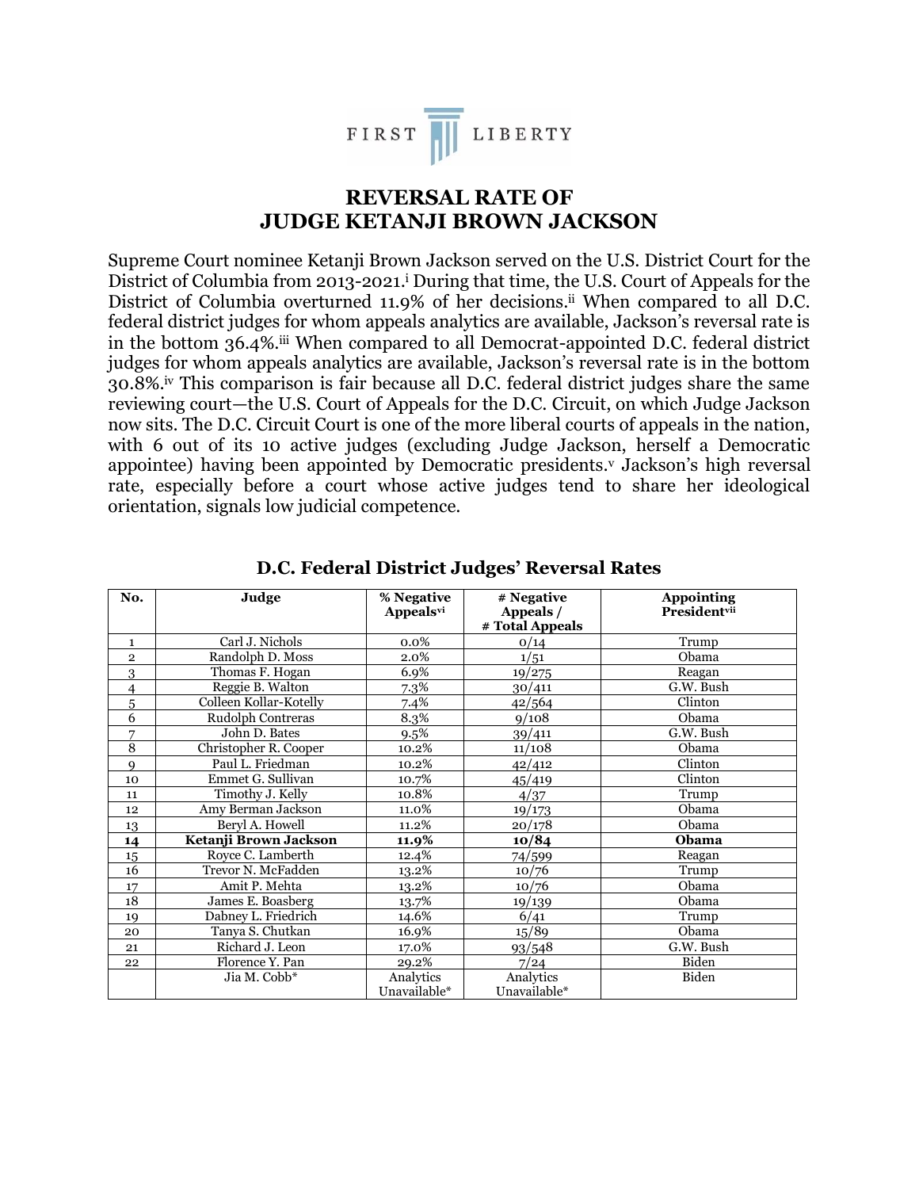FIRST LIBERTY

# REVERSAL RATE OF JUDGE KETANJI BROWN JACKSON

Supreme Court nominee Ketanji Brown Jackson served on the U.S. District Court for the District of Columbia from 2013-2021.[i] During that time, the U.S. Court of Appeals for the District of Columbia overturned 11.9% of her decisions.[ii] When compared to all D.C. federal district judges for whom appeals analytics are available, Jackson's reversal rate is in the bottom 36.4%.[iii] When compared to all Democrat-appointed D.C. federal district judges for whom appeals analytics are available, Jackson's reversal rate is in the bottom 30.8%.[iv] This comparison is fair because all D.C. federal district judges share the same reviewing court—the U.S. Court of Appeals for the D.C. Circuit, on which Judge Jackson now sits. The D.C. Circuit Court is one of the more liberal courts of appeals in the nation, with 6 out of its 10 active judges (excluding Judge Jackson, herself a Democratic appointee) having been appointed by Democratic presidents.[v] Jackson's high reversal rate, especially before a court whose active judges tend to share her ideological orientation, signals low judicial competence.

## D.C. Federal District Judges' Reversal Rates

| No. | Judge | % Negative Appeals[vi] | # Negative Appeals / # Total Appeals | Appointing President[vii] |
|---|---|---|---|---|
| 1 | Carl J. Nichols | 0.0% | 0/14 | Trump |
| 2 | Randolph D. Moss | 2.0% | 1/51 | Obama |
| 3 | Thomas F. Hogan | 6.9% | 19/275 | Reagan |
| 4 | Reggie B. Walton | 7.3% | 30/411 | G.W. Bush |
| 5 | Colleen Kollar-Kotelly | 7.4% | 42/564 | Clinton |
| 6 | Rudolph Contreras | 8.3% | 9/108 | Obama |
| 7 | John D. Bates | 9.5% | 39/411 | G.W. Bush |
| 8 | Christopher R. Cooper | 10.2% | 11/108 | Obama |
| 9 | Paul L. Friedman | 10.2% | 42/412 | Clinton |
| 10 | Emmet G. Sullivan | 10.7% | 45/419 | Clinton |
| 11 | Timothy J. Kelly | 10.8% | 4/37 | Trump |
| 12 | Amy Berman Jackson | 11.0% | 19/173 | Obama |
| 13 | Beryl A. Howell | 11.2% | 20/178 | Obama |
| **14** | **Ketanji Brown Jackson** | **11.9%** | **10/84** | **Obama** |
| 15 | Royce C. Lamberth | 12.4% | 74/599 | Reagan |
| 16 | Trevor N. McFadden | 13.2% | 10/76 | Trump |
| 17 | Amit P. Mehta | 13.2% | 10/76 | Obama |
| 18 | James E. Boasberg | 13.7% | 19/139 | Obama |
| 19 | Dabney L. Friedrich | 14.6% | 6/41 | Trump |
| 20 | Tanya S. Chutkan | 16.9% | 15/89 | Obama |
| 21 | Richard J. Leon | 17.0% | 93/548 | G.W. Bush |
| 22 | Florence Y. Pan | 29.2% | 7/24 | Biden |
| | Jia M. Cobb* | Analytics Unavailable* | Analytics Unavailable* | Biden |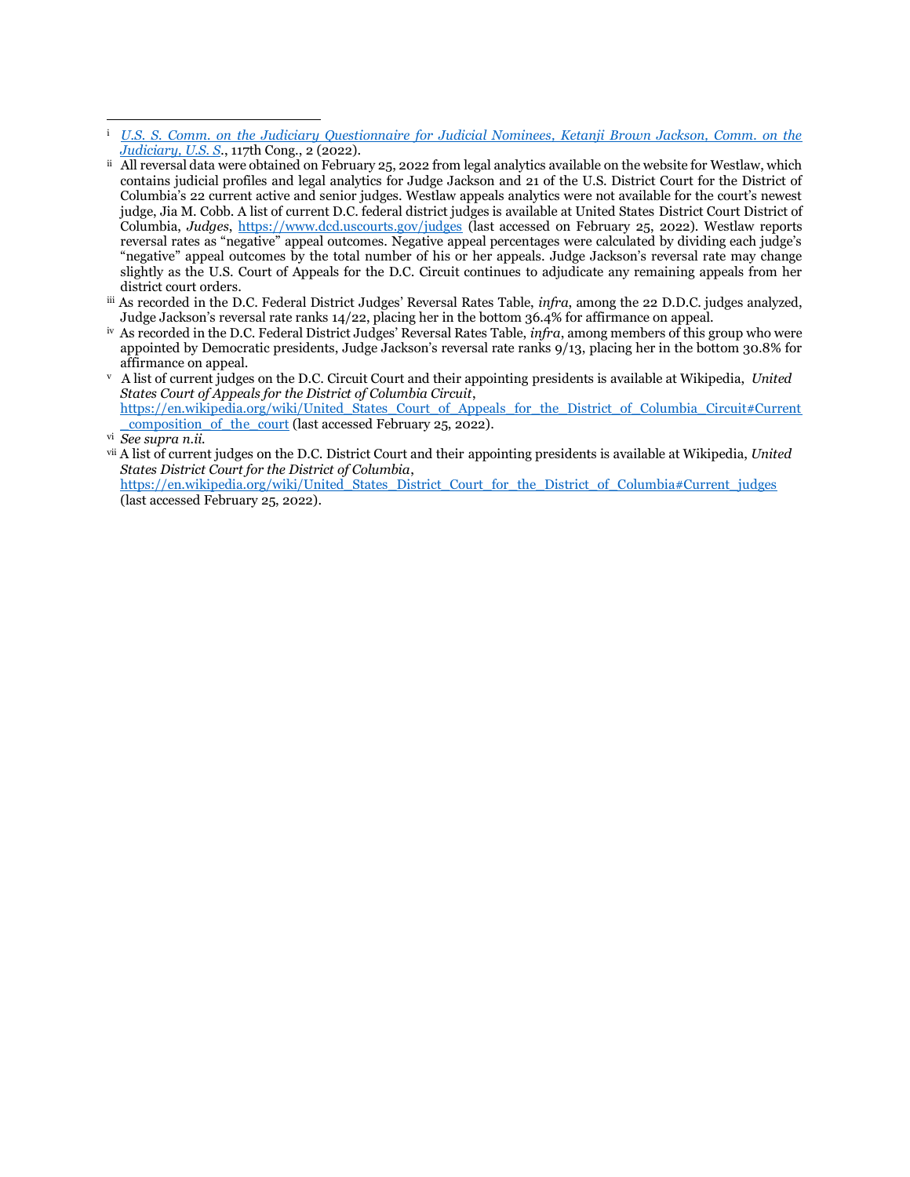---

[i] [*U.S. S. Comm. on the Judiciary Questionnaire for Judicial Nominees, Ketanji Brown Jackson, Comm. on the Judiciary, U.S. S.*](), 117th Cong., 2 (2022).

[ii] All reversal data were obtained on February 25, 2022 from legal analytics available on the website for Westlaw, which contains judicial profiles and legal analytics for Judge Jackson and 21 of the U.S. District Court for the District of Columbia's 22 current active and senior judges. Westlaw appeals analytics were not available for the court's newest judge, Jia M. Cobb. A list of current D.C. federal district judges is available at United States District Court District of Columbia, *Judges*, https://www.dcd.uscourts.gov/judges (last accessed on February 25, 2022). Westlaw reports reversal rates as "negative" appeal outcomes. Negative appeal percentages were calculated by dividing each judge's "negative" appeal outcomes by the total number of his or her appeals. Judge Jackson's reversal rate may change slightly as the U.S. Court of Appeals for the D.C. Circuit continues to adjudicate any remaining appeals from her district court orders.

[iii] As recorded in the D.C. Federal District Judges' Reversal Rates Table, *infra*, among the 22 D.D.C. judges analyzed, Judge Jackson's reversal rate ranks 14/22, placing her in the bottom 36.4% for affirmance on appeal.

[iv] As recorded in the D.C. Federal District Judges' Reversal Rates Table, *infra*, among members of this group who were appointed by Democratic presidents, Judge Jackson's reversal rate ranks 9/13, placing her in the bottom 30.8% for affirmance on appeal.

[v] A list of current judges on the D.C. Circuit Court and their appointing presidents is available at Wikipedia, *United States Court of Appeals for the District of Columbia Circuit*, https://en.wikipedia.org/wiki/United_States_Court_of_Appeals_for_the_District_of_Columbia_Circuit#Current_composition_of_the_court (last accessed February 25, 2022).

[vi] *See supra n.ii.*

[vii] A list of current judges on the D.C. District Court and their appointing presidents is available at Wikipedia, *United States District Court for the District of Columbia*, https://en.wikipedia.org/wiki/United_States_District_Court_for_the_District_of_Columbia#Current_judges (last accessed February 25, 2022).